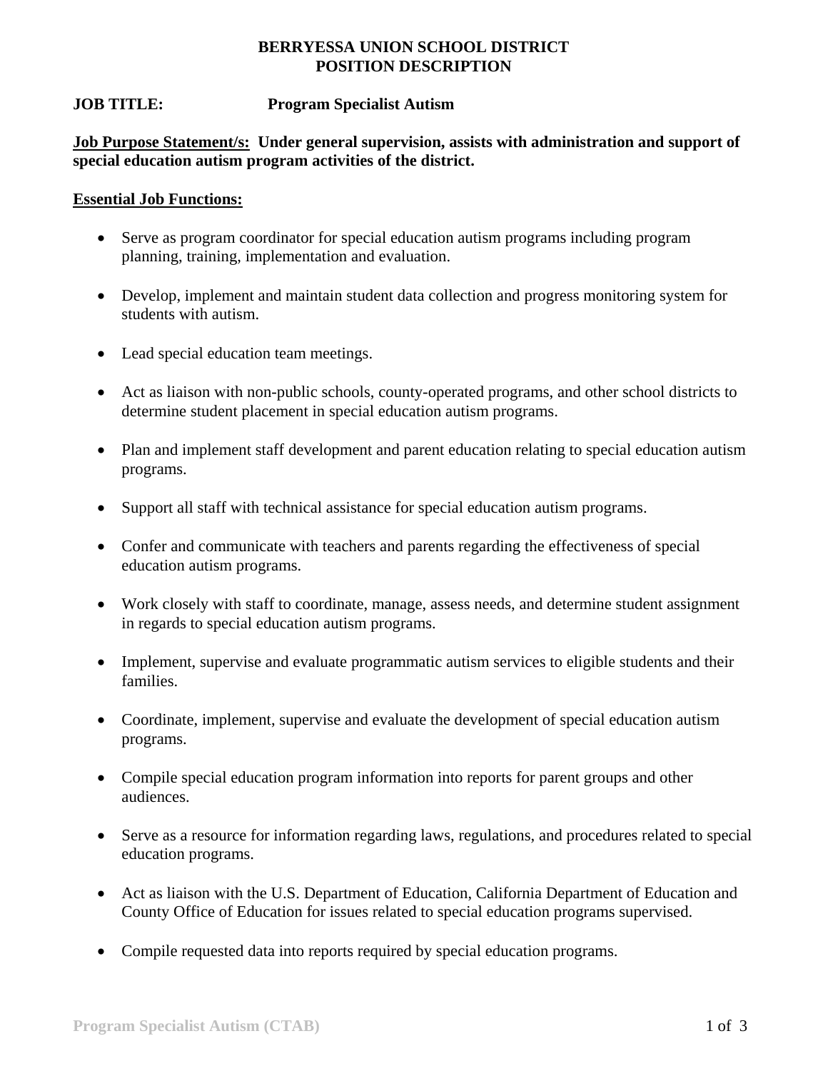# BERRYESSA UNION SCHOOL DISTRICT
# POSITION DESCRIPTION

**JOB TITLE:** **Program Specialist Autism**

**<u>Job Purpose Statement/s:</u> Under general supervision, assists with administration and support of special education autism program activities of the district.**

**<u>Essential Job Functions:</u>**

- Serve as program coordinator for special education autism programs including program planning, training, implementation and evaluation.
- Develop, implement and maintain student data collection and progress monitoring system for students with autism.
- Lead special education team meetings.
- Act as liaison with non-public schools, county-operated programs, and other school districts to determine student placement in special education autism programs.
- Plan and implement staff development and parent education relating to special education autism programs.
- Support all staff with technical assistance for special education autism programs.
- Confer and communicate with teachers and parents regarding the effectiveness of special education autism programs.
- Work closely with staff to coordinate, manage, assess needs, and determine student assignment in regards to special education autism programs.
- Implement, supervise and evaluate programmatic autism services to eligible students and their families.
- Coordinate, implement, supervise and evaluate the development of special education autism programs.
- Compile special education program information into reports for parent groups and other audiences.
- Serve as a resource for information regarding laws, regulations, and procedures related to special education programs.
- Act as liaison with the U.S. Department of Education, California Department of Education and County Office of Education for issues related to special education programs supervised.
- Compile requested data into reports required by special education programs.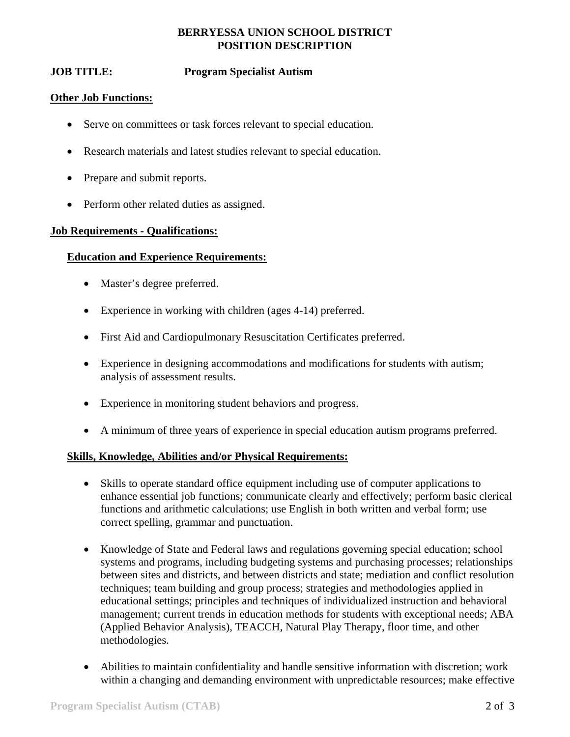**BERRYESSA UNION SCHOOL DISTRICT**
**POSITION DESCRIPTION**

**JOB TITLE:** **Program Specialist Autism**

## Other Job Functions:

- Serve on committees or task forces relevant to special education.
- Research materials and latest studies relevant to special education.
- Prepare and submit reports.
- Perform other related duties as assigned.

## Job Requirements - Qualifications:

### Education and Experience Requirements:

- Master's degree preferred.
- Experience in working with children (ages 4-14) preferred.
- First Aid and Cardiopulmonary Resuscitation Certificates preferred.
- Experience in designing accommodations and modifications for students with autism; analysis of assessment results.
- Experience in monitoring student behaviors and progress.
- A minimum of three years of experience in special education autism programs preferred.

### Skills, Knowledge, Abilities and/or Physical Requirements:

- Skills to operate standard office equipment including use of computer applications to enhance essential job functions; communicate clearly and effectively; perform basic clerical functions and arithmetic calculations; use English in both written and verbal form; use correct spelling, grammar and punctuation.
- Knowledge of State and Federal laws and regulations governing special education; school systems and programs, including budgeting systems and purchasing processes; relationships between sites and districts, and between districts and state; mediation and conflict resolution techniques; team building and group process; strategies and methodologies applied in educational settings; principles and techniques of individualized instruction and behavioral management; current trends in education methods for students with exceptional needs; ABA (Applied Behavior Analysis), TEACCH, Natural Play Therapy, floor time, and other methodologies.
- Abilities to maintain confidentiality and handle sensitive information with discretion; work within a changing and demanding environment with unpredictable resources; make effective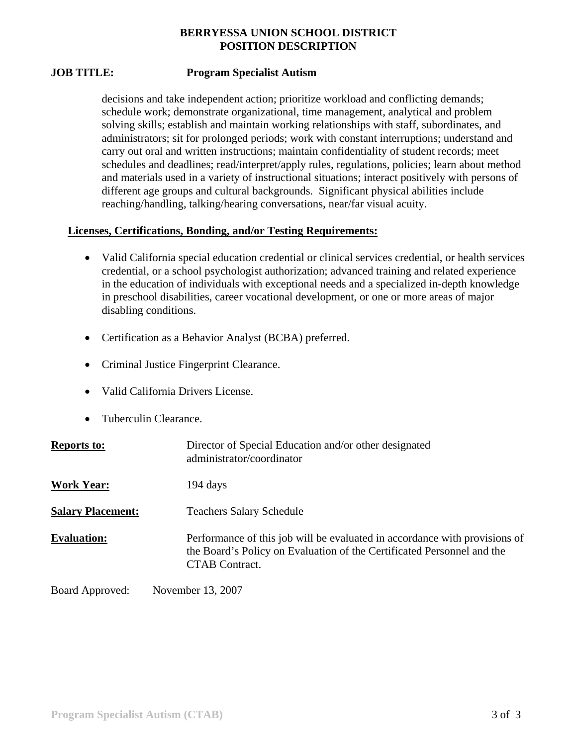decisions and take independent action; prioritize workload and conflicting demands; schedule work; demonstrate organizational, time management, analytical and problem solving skills; establish and maintain working relationships with staff, subordinates, and administrators; sit for prolonged periods; work with constant interruptions; understand and carry out oral and written instructions; maintain confidentiality of student records; meet schedules and deadlines; read/interpret/apply rules, regulations, policies; learn about method and materials used in a variety of instructional situations; interact positively with persons of different age groups and cultural backgrounds. Significant physical abilities include reaching/handling, talking/hearing conversations, near/far visual acuity.

**Licenses, Certifications, Bonding, and/or Testing Requirements:**

- Valid California special education credential or clinical services credential, or health services credential, or a school psychologist authorization; advanced training and related experience in the education of individuals with exceptional needs and a specialized in-depth knowledge in preschool disabilities, career vocational development, or one or more areas of major disabling conditions.
- Certification as a Behavior Analyst (BCBA) preferred.
- Criminal Justice Fingerprint Clearance.
- Valid California Drivers License.
- Tuberculin Clearance.

**Reports to:** Director of Special Education and/or other designated administrator/coordinator

**Work Year:** 194 days

**Salary Placement:** Teachers Salary Schedule

**Evaluation:** Performance of this job will be evaluated in accordance with provisions of the Board's Policy on Evaluation of the Certificated Personnel and the CTAB Contract.

Board Approved: November 13, 2007